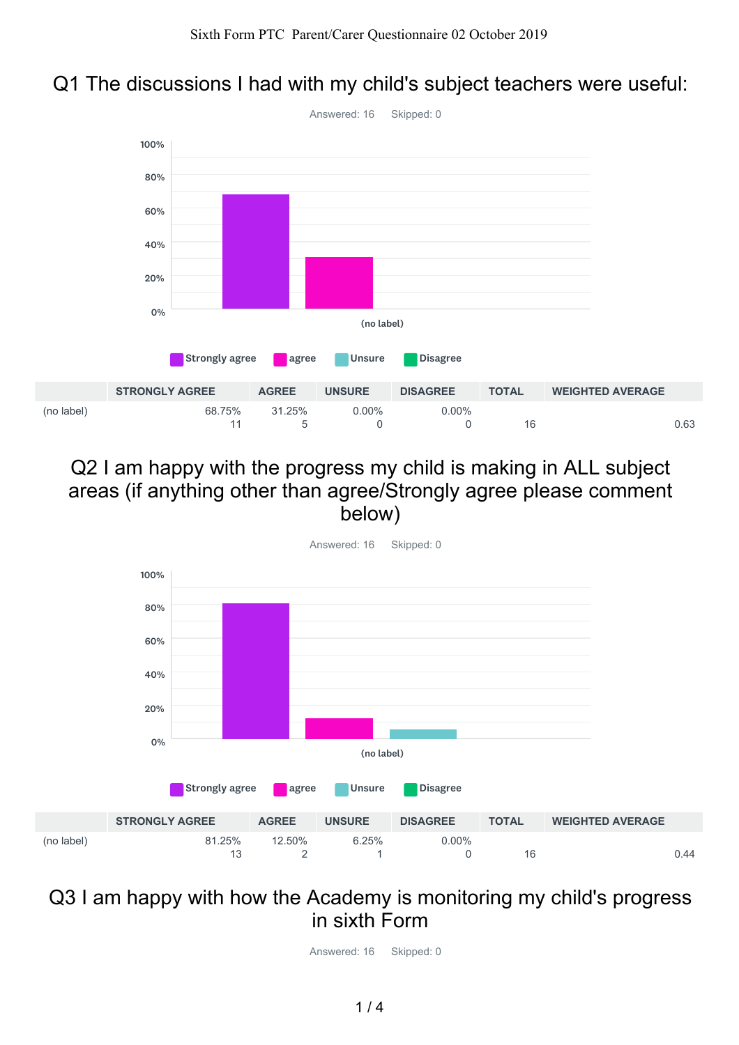Sixth Form PTC Parent/Carer Questionnaire 02 October 2019

## Q1 The discussions I had with my child's subject teachers were useful:

Answered: 16 Skipped: 0

Strongly agree | agree | Unsure | Disagree

|  | STRONGLY AGREE | AGREE | UNSURE | DISAGREE | TOTAL | WEIGHTED AVERAGE |
|---|---|---|---|---|---|---|
| (no label) | 68.75%<br>11 | 31.25%<br>5 | 0.00%<br>0 | 0.00%<br>0 | 16 | 0.63 |

## Q2 I am happy with the progress my child is making in ALL subject areas (if anything other than agree/Strongly agree please comment below)

Answered: 16 Skipped: 0

Strongly agree | agree | Unsure | Disagree

|  | STRONGLY AGREE | AGREE | UNSURE | DISAGREE | TOTAL | WEIGHTED AVERAGE |
|---|---|---|---|---|---|---|
| (no label) | 81.25%<br>13 | 12.50%<br>2 | 6.25%<br>1 | 0.00%<br>0 | 16 | 0.44 |

## Q3 I am happy with how the Academy is monitoring my child's progress in sixth Form

Answered: 16 Skipped: 0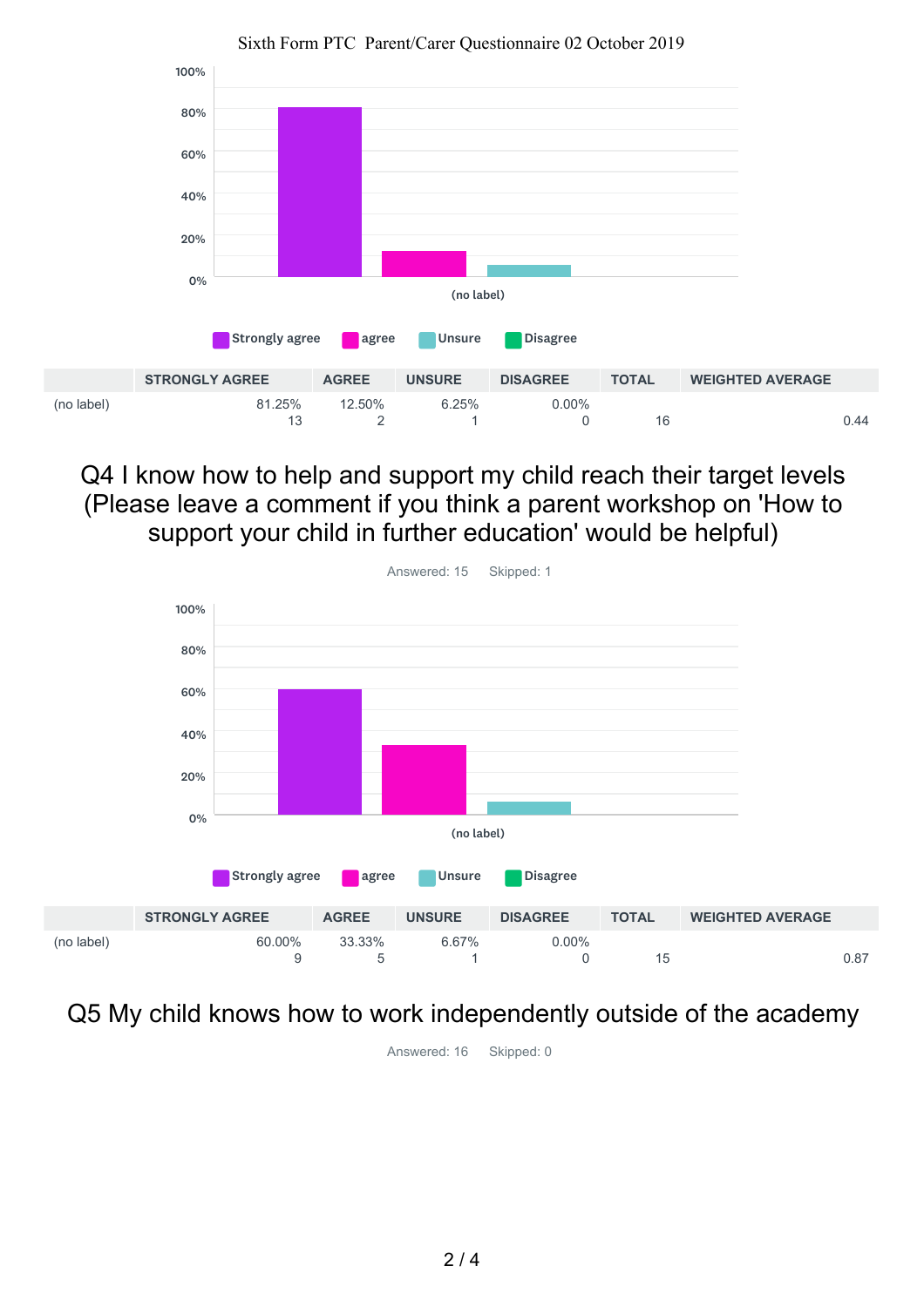Sixth Form PTC Parent/Carer Questionnaire 02 October 2019

| | STRONGLY AGREE | AGREE | UNSURE | DISAGREE | TOTAL | WEIGHTED AVERAGE |
|---|---|---|---|---|---|---|
| (no label) | 81.25%<br>13 | 12.50%<br>2 | 6.25%<br>1 | 0.00%<br>0 | 16 | 0.44 |

## Q4 I know how to help and support my child reach their target levels (Please leave a comment if you think a parent workshop on 'How to support your child in further education' would be helpful)

Answered: 15 Skipped: 1

| | STRONGLY AGREE | AGREE | UNSURE | DISAGREE | TOTAL | WEIGHTED AVERAGE |
|---|---|---|---|---|---|---|
| (no label) | 60.00%<br>9 | 33.33%<br>5 | 6.67%<br>1 | 0.00%<br>0 | 15 | 0.87 |

## Q5 My child knows how to work independently outside of the academy

Answered: 16 Skipped: 0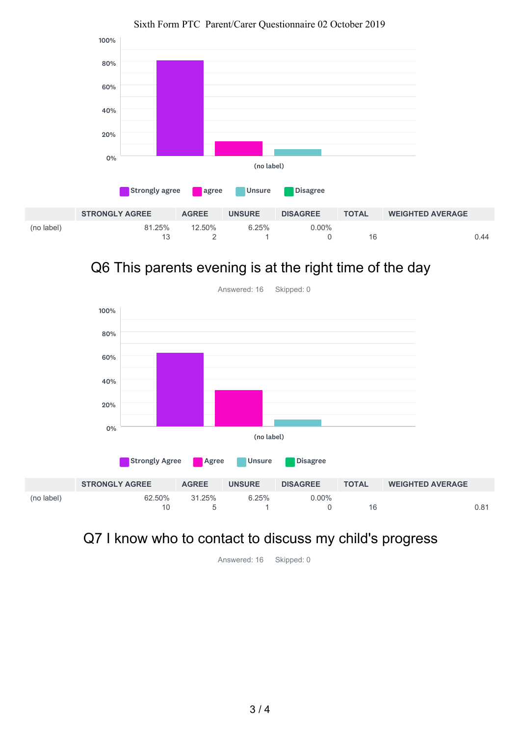Sixth Form PTC Parent/Carer Questionnaire 02 October 2019

| | STRONGLY AGREE | AGREE | UNSURE | DISAGREE | TOTAL | WEIGHTED AVERAGE |
|---|---|---|---|---|---|---|
| (no label) | 81.25%<br>13 | 12.50%<br>2 | 6.25%<br>1 | 0.00%<br>0 | 16 | 0.44 |

## Q6 This parents evening is at the right time of the day

Answered: 16 Skipped: 0

| | STRONGLY AGREE | AGREE | UNSURE | DISAGREE | TOTAL | WEIGHTED AVERAGE |
|---|---|---|---|---|---|---|
| (no label) | 62.50%<br>10 | 31.25%<br>5 | 6.25%<br>1 | 0.00%<br>0 | 16 | 0.81 |

## Q7 I know who to contact to discuss my child's progress

Answered: 16 Skipped: 0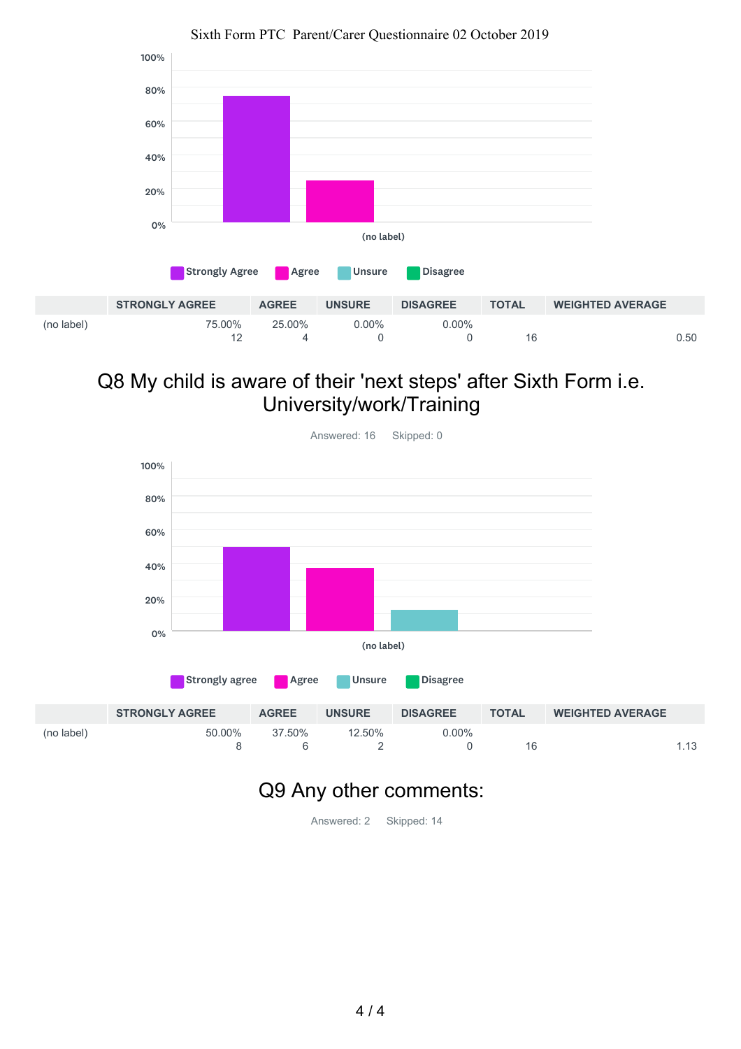Sixth Form PTC Parent/Carer Questionnaire 02 October 2019

100%
80%
60%
40%
20%
0%
(no label)

Strongly Agree
Agree
Unsure
Disagree

| | STRONGLY AGREE | AGREE | UNSURE | DISAGREE | TOTAL | WEIGHTED AVERAGE |
|---|---|---|---|---|---|---|
| (no label) | 75.00%<br>12 | 25.00%<br>4 | 0.00%<br>0 | 0.00%<br>0 | 16 | 0.50 |

## Q8 My child is aware of their 'next steps' after Sixth Form i.e. University/work/Training

Answered: 16 Skipped: 0

100%
80%
60%
40%
20%
0%
(no label)

Strongly agree
Agree
Unsure
Disagree

| | STRONGLY AGREE | AGREE | UNSURE | DISAGREE | TOTAL | WEIGHTED AVERAGE |
|---|---|---|---|---|---|---|
| (no label) | 50.00%<br>8 | 37.50%<br>6 | 12.50%<br>2 | 0.00%<br>0 | 16 | 1.13 |

## Q9 Any other comments:

Answered: 2 Skipped: 14